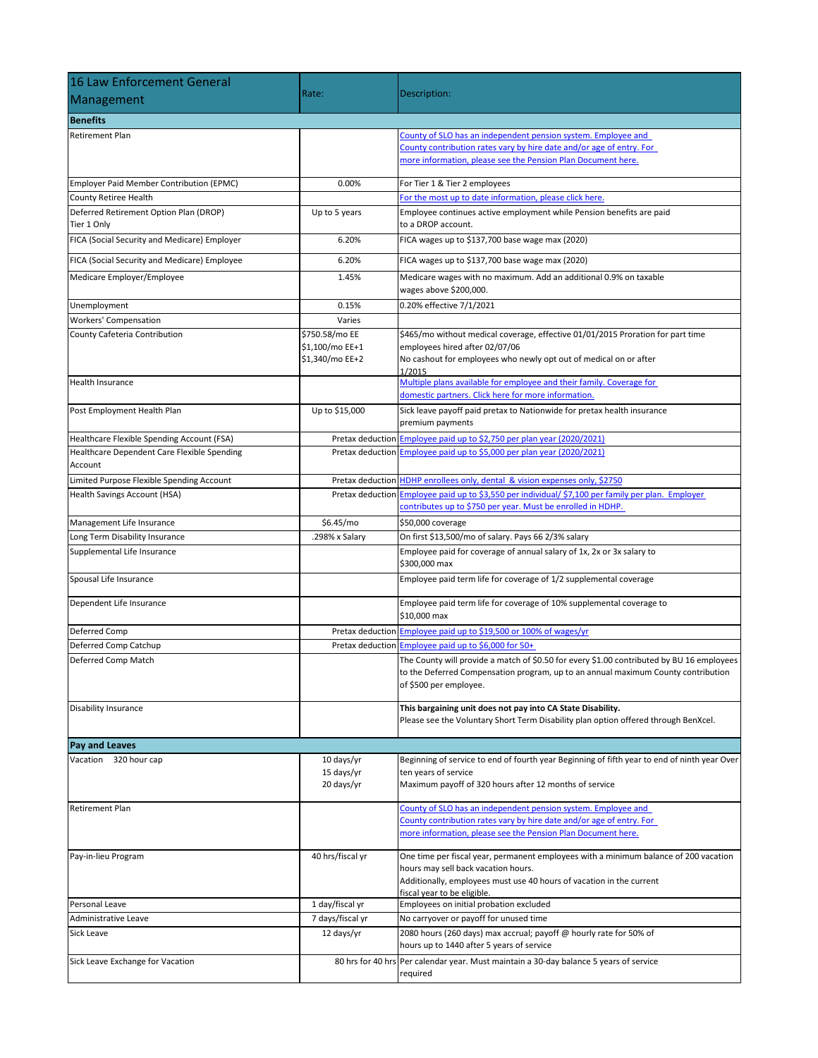| 16 Law Enforcement General Management | Rate: | Description: |
|---|---|---|
| **Benefits** | | |
| Retirement Plan | | County of SLO has an independent pension system. Employee and County contribution rates vary by hire date and/or age of entry. For more information, please see the Pension Plan Document here. |
| Employer Paid Member Contribution (EPMC) | 0.00% | For Tier 1 & Tier 2 employees |
| County Retiree Health | | For the most up to date information, please click here. |
| Deferred Retirement Option Plan (DROP) Tier 1 Only | Up to 5 years | Employee continues active employment while Pension benefits are paid to a DROP account. |
| FICA (Social Security and Medicare) Employer | 6.20% | FICA wages up to $137,700 base wage max (2020) |
| FICA (Social Security and Medicare) Employee | 6.20% | FICA wages up to $137,700 base wage max (2020) |
| Medicare Employer/Employee | 1.45% | Medicare wages with no maximum. Add an additional 0.9% on taxable wages above $200,000. |
| Unemployment | 0.15% | 0.20% effective 7/1/2021 |
| Workers' Compensation | Varies | |
| County Cafeteria Contribution | $750.58/mo EE<br>$1,100/mo EE+1<br>$1,340/mo EE+2 | $465/mo without medical coverage, effective 01/01/2015 Proration for part time employees hired after 02/07/06<br>No cashout for employees who newly opt out of medical on or after 1/2015 |
| Health Insurance | | Multiple plans available for employee and their family. Coverage for domestic partners. Click here for more information. |
| Post Employment Health Plan | Up to $15,000 | Sick leave payoff paid pretax to Nationwide for pretax health insurance premium payments |
| Healthcare Flexible Spending Account (FSA) | Pretax deduction | Employee paid up to $2,750 per plan year (2020/2021) |
| Healthcare Dependent Care Flexible Spending Account | Pretax deduction | Employee paid up to $5,000 per plan year (2020/2021) |
| Limited Purpose Flexible Spending Account | Pretax deduction | HDHP enrollees only, dental & vision expenses only, $2750 |
| Health Savings Account (HSA) | Pretax deduction | Employee paid up to $3,550 per individual/ $7,100 per family per plan. Employer contributes up to $750 per year. Must be enrolled in HDHP. |
| Management Life Insurance | $6.45/mo | $50,000 coverage |
| Long Term Disability Insurance | .298% x Salary | On first $13,500/mo of salary. Pays 66 2/3% salary |
| Supplemental Life Insurance | | Employee paid for coverage of annual salary of 1x, 2x or 3x salary to $300,000 max |
| Spousal Life Insurance | | Employee paid term life for coverage of 1/2 supplemental coverage |
| Dependent Life Insurance | | Employee paid term life for coverage of 10% supplemental coverage to $10,000 max |
| Deferred Comp | Pretax deduction | Employee paid up to $19,500 or 100% of wages/yr |
| Deferred Comp Catchup | Pretax deduction | Employee paid up to $6,000 for 50+ |
| Deferred Comp Match | | The County will provide a match of $0.50 for every $1.00 contributed by BU 16 employees to the Deferred Compensation program, up to an annual maximum County contribution of $500 per employee. |
| Disability Insurance | | **This bargaining unit does not pay into CA State Disability.**<br>Please see the Voluntary Short Term Disability plan option offered through BenXcel. |
| **Pay and Leaves** | | |
| Vacation 320 hour cap | 10 days/yr<br>15 days/yr<br>20 days/yr | Beginning of service to end of fourth year Beginning of fifth year to end of ninth year Over ten years of service<br>Maximum payoff of 320 hours after 12 months of service |
| Retirement Plan | | County of SLO has an independent pension system. Employee and County contribution rates vary by hire date and/or age of entry. For more information, please see the Pension Plan Document here. |
| Pay-in-lieu Program | 40 hrs/fiscal yr | One time per fiscal year, permanent employees with a minimum balance of 200 vacation hours may sell back vacation hours.<br>Additionally, employees must use 40 hours of vacation in the current fiscal year to be eligible. |
| Personal Leave | 1 day/fiscal yr | Employees on initial probation excluded |
| Administrative Leave | 7 days/fiscal yr | No carryover or payoff for unused time |
| Sick Leave | 12 days/yr | 2080 hours (260 days) max accrual; payoff @ hourly rate for 50% of hours up to 1440 after 5 years of service |
| Sick Leave Exchange for Vacation | 80 hrs for 40 hrs | Per calendar year. Must maintain a 30-day balance 5 years of service required |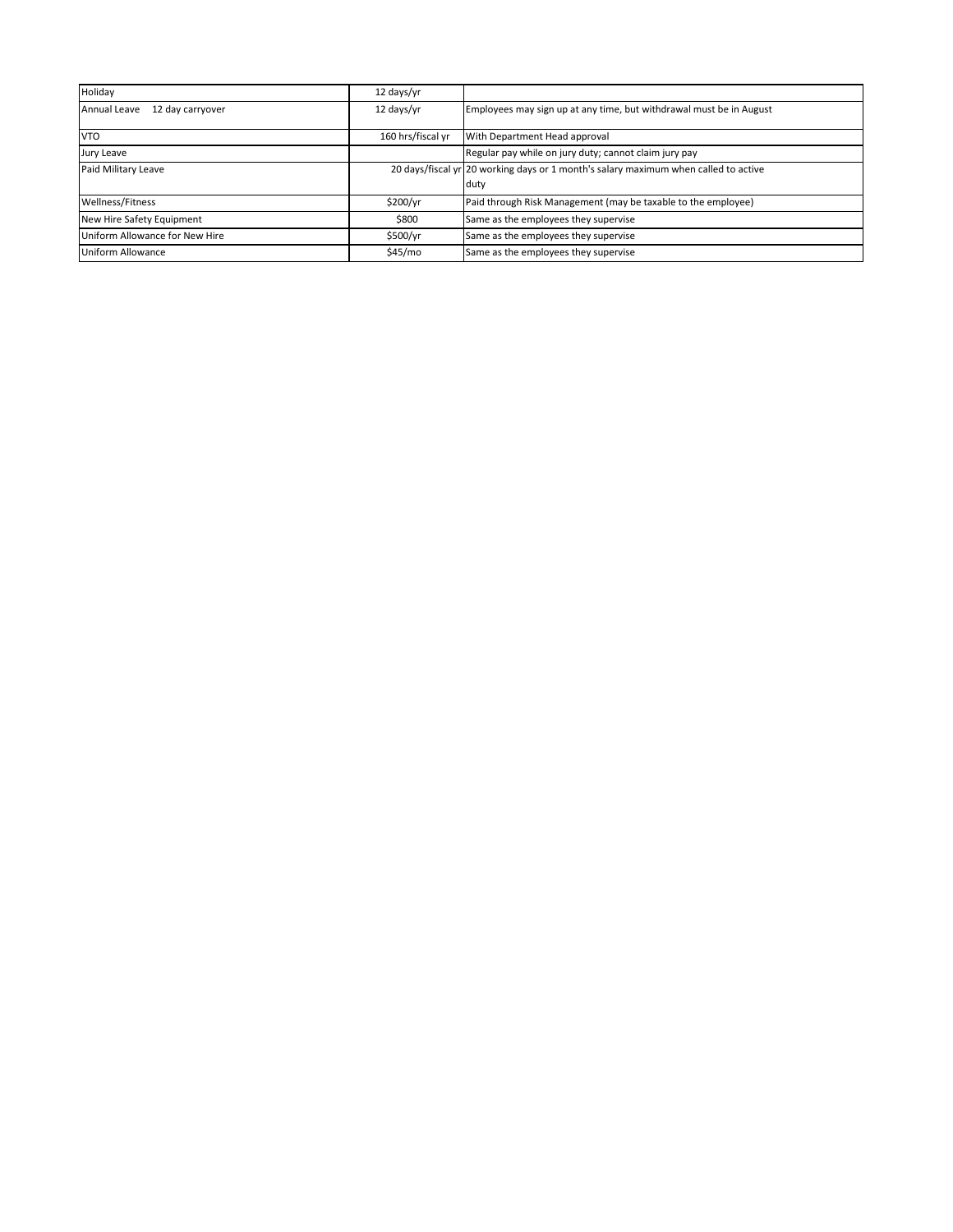| | | |
|---|---|---|
| Holiday | 12 days/yr | |
| Annual Leave 12 day carryover | 12 days/yr | Employees may sign up at any time, but withdrawal must be in August |
| VTO | 160 hrs/fiscal yr | With Department Head approval |
| Jury Leave | | Regular pay while on jury duty; cannot claim jury pay |
| Paid Military Leave | 20 days/fiscal yr | 20 working days or 1 month's salary maximum when called to active duty |
| Wellness/Fitness | $200/yr | Paid through Risk Management (may be taxable to the employee) |
| New Hire Safety Equipment | $800 | Same as the employees they supervise |
| Uniform Allowance for New Hire | $500/yr | Same as the employees they supervise |
| Uniform Allowance | $45/mo | Same as the employees they supervise |